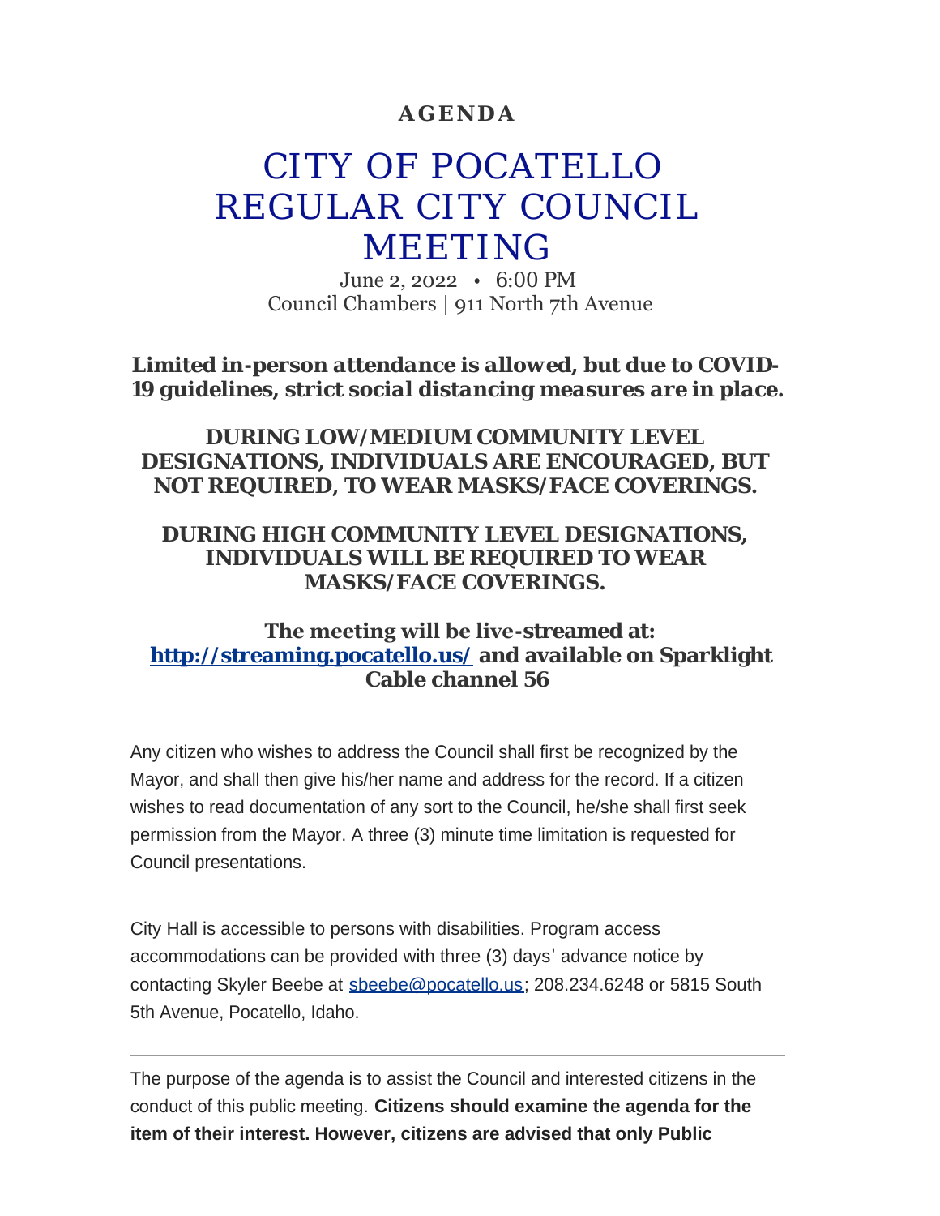**AGENDA**

# CITY OF POCATELLO REGULAR CITY COUNCIL MEETING

June 2, 2022 • 6:00 PM
Council Chambers | 911 North 7th Avenue

***Limited in-person attendance is allowed, but due to COVID-19 guidelines, strict social distancing measures are in place.***

**DURING LOW/MEDIUM COMMUNITY LEVEL DESIGNATIONS, INDIVIDUALS ARE ENCOURAGED, BUT NOT REQUIRED, TO WEAR MASKS/FACE COVERINGS.**

**DURING HIGH COMMUNITY LEVEL DESIGNATIONS, INDIVIDUALS WILL BE REQUIRED TO WEAR MASKS/FACE COVERINGS.**

**The meeting will be live-streamed at: [http://streaming.pocatello.us/](http://streaming.pocatello.us/) and available on Sparklight Cable channel 56**

Any citizen who wishes to address the Council shall first be recognized by the Mayor, and shall then give his/her name and address for the record. If a citizen wishes to read documentation of any sort to the Council, he/she shall first seek permission from the Mayor. A three (3) minute time limitation is requested for Council presentations.

---

City Hall is accessible to persons with disabilities. Program access accommodations can be provided with three (3) days' advance notice by contacting Skyler Beebe at sbeebe@pocatello.us; 208.234.6248 or 5815 South 5th Avenue, Pocatello, Idaho.

---

The purpose of the agenda is to assist the Council and interested citizens in the conduct of this public meeting. **Citizens should examine the agenda for the item of their interest. However, citizens are advised that only Public**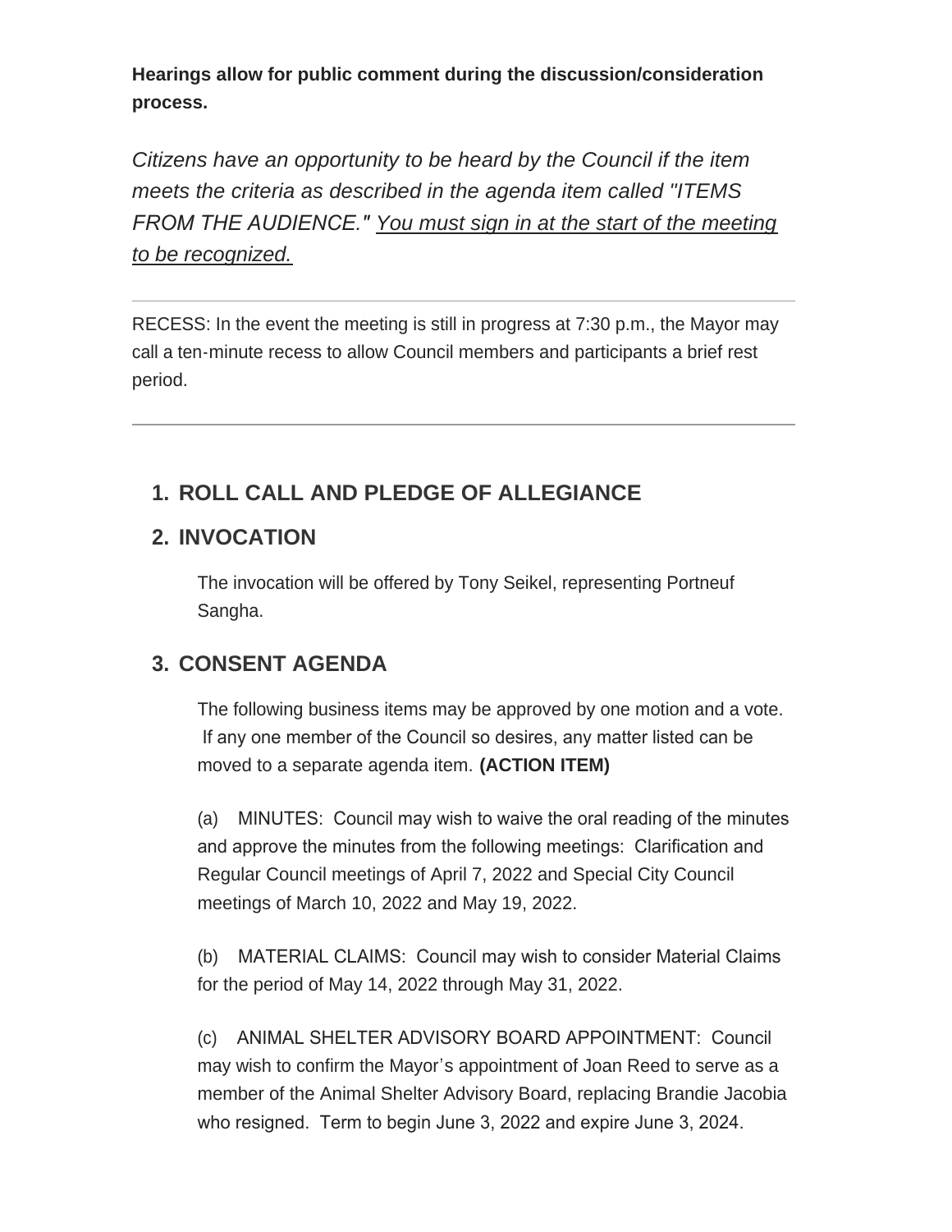**Hearings allow for public comment during the discussion/consideration process.**

*Citizens have an opportunity to be heard by the Council if the item meets the criteria as described in the agenda item called "ITEMS FROM THE AUDIENCE." You must sign in at the start of the meeting to be recognized.*

---

RECESS: In the event the meeting is still in progress at 7:30 p.m., the Mayor may call a ten-minute recess to allow Council members and participants a brief rest period.

---

## 1. ROLL CALL AND PLEDGE OF ALLEGIANCE

## 2. INVOCATION

The invocation will be offered by Tony Seikel, representing Portneuf Sangha.

## 3. CONSENT AGENDA

The following business items may be approved by one motion and a vote. If any one member of the Council so desires, any matter listed can be moved to a separate agenda item. **(ACTION ITEM)**

(a) MINUTES: Council may wish to waive the oral reading of the minutes and approve the minutes from the following meetings: Clarification and Regular Council meetings of April 7, 2022 and Special City Council meetings of March 10, 2022 and May 19, 2022.

(b) MATERIAL CLAIMS: Council may wish to consider Material Claims for the period of May 14, 2022 through May 31, 2022.

(c) ANIMAL SHELTER ADVISORY BOARD APPOINTMENT: Council may wish to confirm the Mayor's appointment of Joan Reed to serve as a member of the Animal Shelter Advisory Board, replacing Brandie Jacobia who resigned. Term to begin June 3, 2022 and expire June 3, 2024.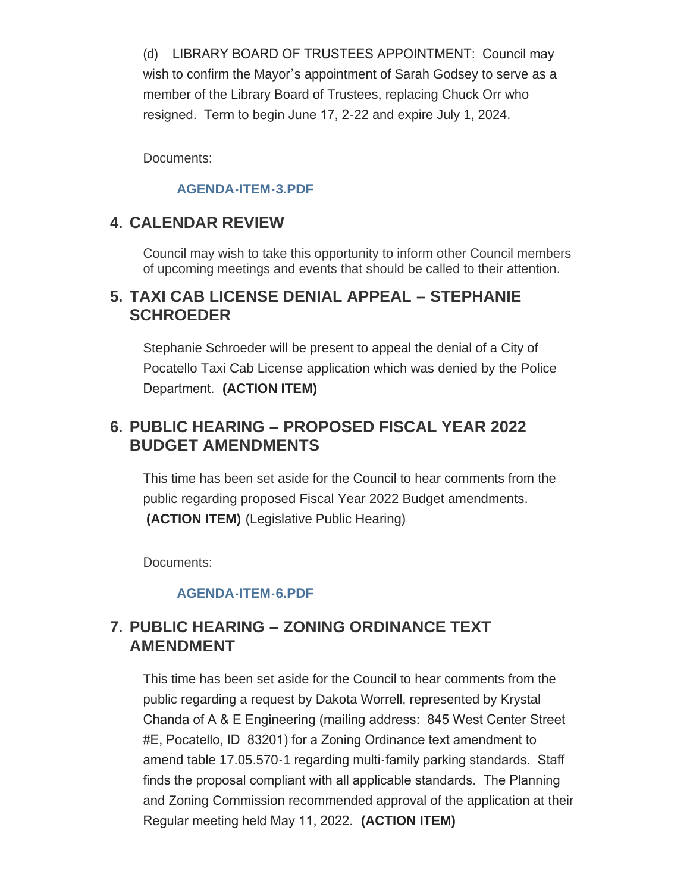(d) LIBRARY BOARD OF TRUSTEES APPOINTMENT: Council may wish to confirm the Mayor's appointment of Sarah Godsey to serve as a member of the Library Board of Trustees, replacing Chuck Orr who resigned. Term to begin June 17, 2-22 and expire July 1, 2024.

Documents:

**AGENDA-ITEM-3.PDF**

## 4. CALENDAR REVIEW

Council may wish to take this opportunity to inform other Council members of upcoming meetings and events that should be called to their attention.

## 5. TAXI CAB LICENSE DENIAL APPEAL – STEPHANIE SCHROEDER

Stephanie Schroeder will be present to appeal the denial of a City of Pocatello Taxi Cab License application which was denied by the Police Department. **(ACTION ITEM)**

## 6. PUBLIC HEARING – PROPOSED FISCAL YEAR 2022 BUDGET AMENDMENTS

This time has been set aside for the Council to hear comments from the public regarding proposed Fiscal Year 2022 Budget amendments. **(ACTION ITEM)** (Legislative Public Hearing)

Documents:

**AGENDA-ITEM-6.PDF**

## 7. PUBLIC HEARING – ZONING ORDINANCE TEXT AMENDMENT

This time has been set aside for the Council to hear comments from the public regarding a request by Dakota Worrell, represented by Krystal Chanda of A & E Engineering (mailing address: 845 West Center Street #E, Pocatello, ID 83201) for a Zoning Ordinance text amendment to amend table 17.05.570-1 regarding multi-family parking standards. Staff finds the proposal compliant with all applicable standards. The Planning and Zoning Commission recommended approval of the application at their Regular meeting held May 11, 2022. **(ACTION ITEM)**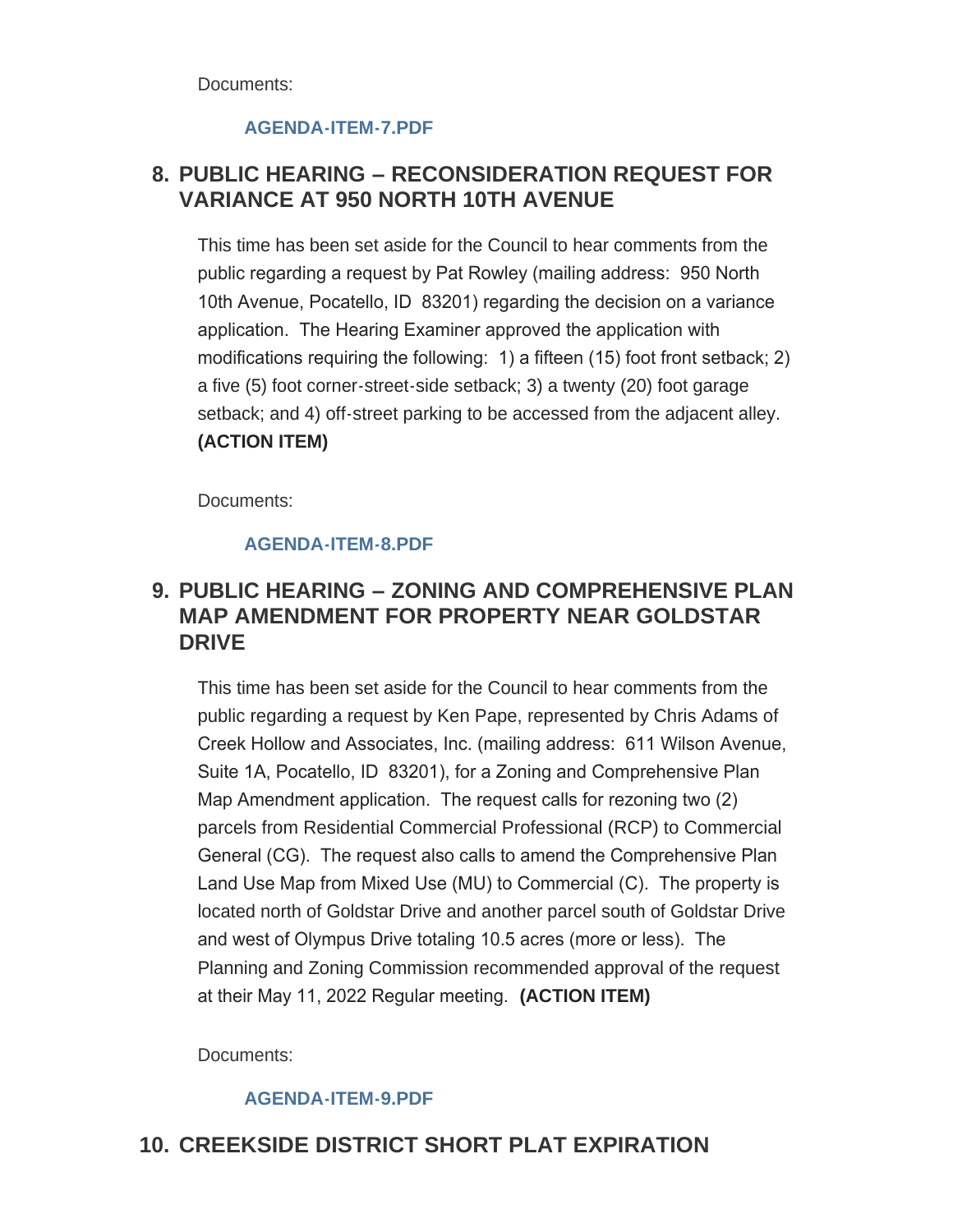Documents:

**AGENDA-ITEM-7.PDF**

## 8. PUBLIC HEARING – RECONSIDERATION REQUEST FOR VARIANCE AT 950 NORTH 10TH AVENUE

This time has been set aside for the Council to hear comments from the public regarding a request by Pat Rowley (mailing address: 950 North 10th Avenue, Pocatello, ID 83201) regarding the decision on a variance application. The Hearing Examiner approved the application with modifications requiring the following: 1) a fifteen (15) foot front setback; 2) a five (5) foot corner-street-side setback; 3) a twenty (20) foot garage setback; and 4) off-street parking to be accessed from the adjacent alley. **(ACTION ITEM)**

Documents:

**AGENDA-ITEM-8.PDF**

## 9. PUBLIC HEARING – ZONING AND COMPREHENSIVE PLAN MAP AMENDMENT FOR PROPERTY NEAR GOLDSTAR DRIVE

This time has been set aside for the Council to hear comments from the public regarding a request by Ken Pape, represented by Chris Adams of Creek Hollow and Associates, Inc. (mailing address: 611 Wilson Avenue, Suite 1A, Pocatello, ID 83201), for a Zoning and Comprehensive Plan Map Amendment application. The request calls for rezoning two (2) parcels from Residential Commercial Professional (RCP) to Commercial General (CG). The request also calls to amend the Comprehensive Plan Land Use Map from Mixed Use (MU) to Commercial (C). The property is located north of Goldstar Drive and another parcel south of Goldstar Drive and west of Olympus Drive totaling 10.5 acres (more or less). The Planning and Zoning Commission recommended approval of the request at their May 11, 2022 Regular meeting. **(ACTION ITEM)**

Documents:

**AGENDA-ITEM-9.PDF**

## 10. CREEKSIDE DISTRICT SHORT PLAT EXPIRATION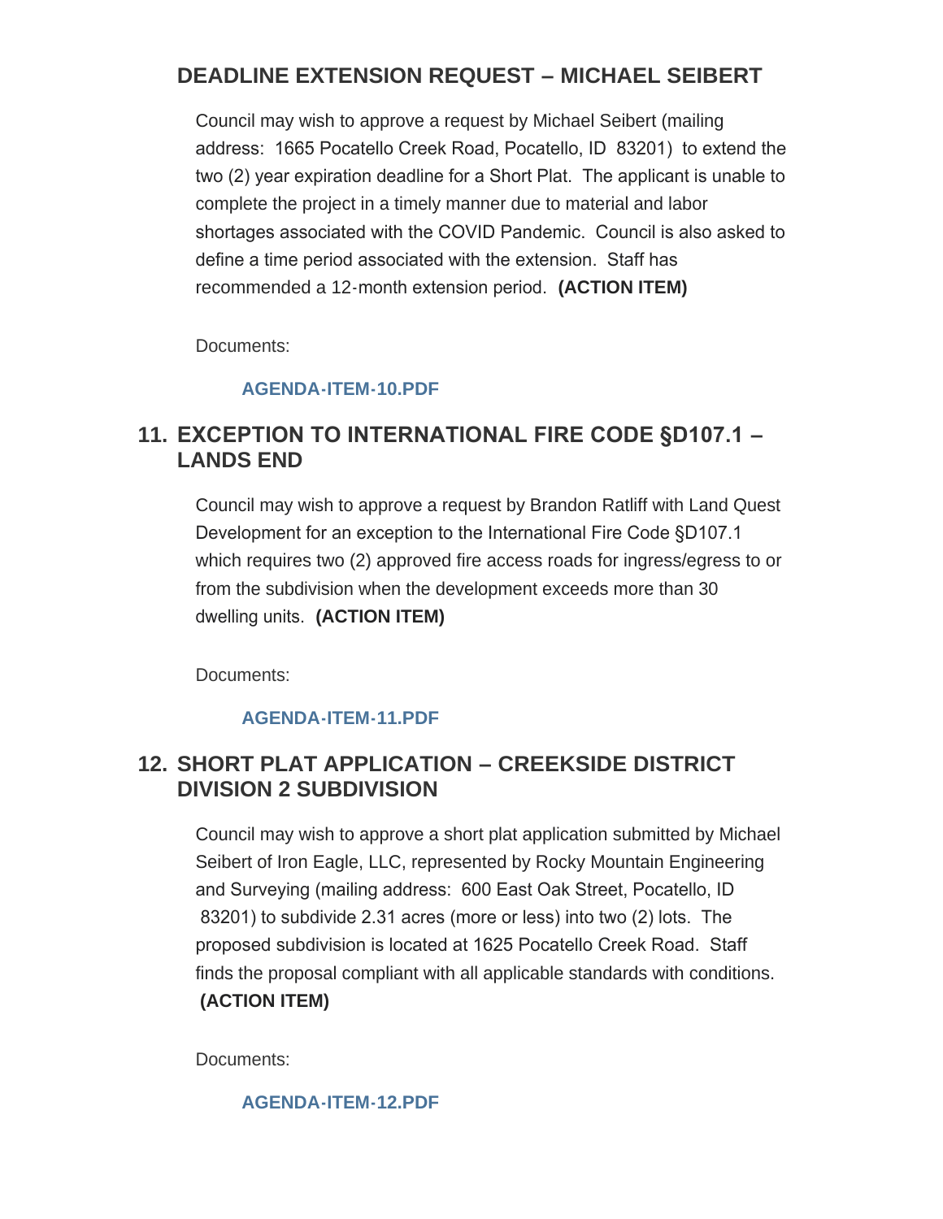## DEADLINE EXTENSION REQUEST – MICHAEL SEIBERT

Council may wish to approve a request by Michael Seibert (mailing address: 1665 Pocatello Creek Road, Pocatello, ID 83201) to extend the two (2) year expiration deadline for a Short Plat. The applicant is unable to complete the project in a timely manner due to material and labor shortages associated with the COVID Pandemic. Council is also asked to define a time period associated with the extension. Staff has recommended a 12-month extension period. **(ACTION ITEM)**

Documents:

**AGENDA-ITEM-10.PDF**

## 11. EXCEPTION TO INTERNATIONAL FIRE CODE §D107.1 – LANDS END

Council may wish to approve a request by Brandon Ratliff with Land Quest Development for an exception to the International Fire Code §D107.1 which requires two (2) approved fire access roads for ingress/egress to or from the subdivision when the development exceeds more than 30 dwelling units. **(ACTION ITEM)**

Documents:

**AGENDA-ITEM-11.PDF**

## 12. SHORT PLAT APPLICATION – CREEKSIDE DISTRICT DIVISION 2 SUBDIVISION

Council may wish to approve a short plat application submitted by Michael Seibert of Iron Eagle, LLC, represented by Rocky Mountain Engineering and Surveying (mailing address: 600 East Oak Street, Pocatello, ID 83201) to subdivide 2.31 acres (more or less) into two (2) lots. The proposed subdivision is located at 1625 Pocatello Creek Road. Staff finds the proposal compliant with all applicable standards with conditions. **(ACTION ITEM)**

Documents:

**AGENDA-ITEM-12.PDF**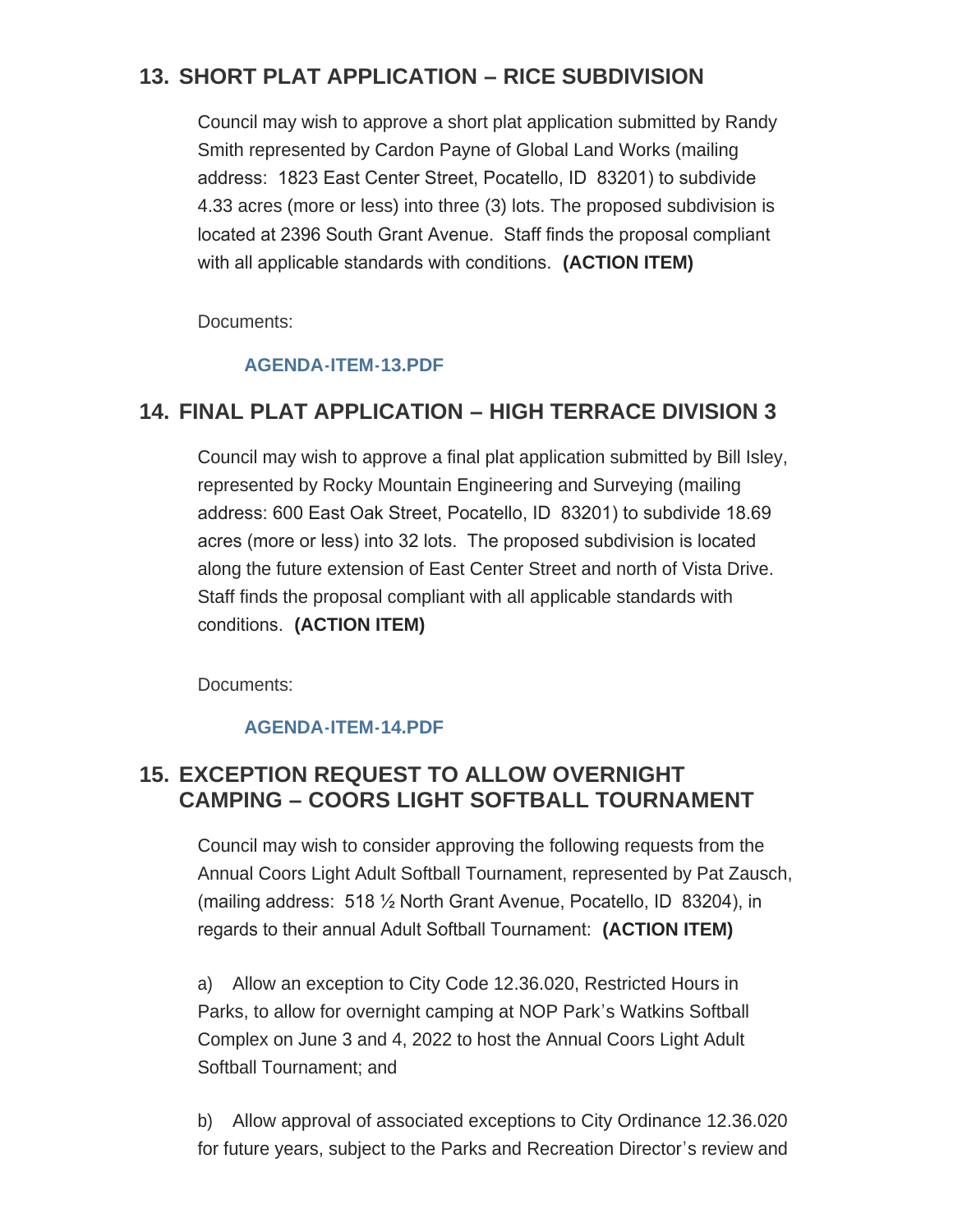## 13. SHORT PLAT APPLICATION – RICE SUBDIVISION

Council may wish to approve a short plat application submitted by Randy Smith represented by Cardon Payne of Global Land Works (mailing address: 1823 East Center Street, Pocatello, ID 83201) to subdivide 4.33 acres (more or less) into three (3) lots. The proposed subdivision is located at 2396 South Grant Avenue. Staff finds the proposal compliant with all applicable standards with conditions. **(ACTION ITEM)**

Documents:

**AGENDA-ITEM-13.PDF**

## 14. FINAL PLAT APPLICATION – HIGH TERRACE DIVISION 3

Council may wish to approve a final plat application submitted by Bill Isley, represented by Rocky Mountain Engineering and Surveying (mailing address: 600 East Oak Street, Pocatello, ID 83201) to subdivide 18.69 acres (more or less) into 32 lots. The proposed subdivision is located along the future extension of East Center Street and north of Vista Drive. Staff finds the proposal compliant with all applicable standards with conditions. **(ACTION ITEM)**

Documents:

**AGENDA-ITEM-14.PDF**

## 15. EXCEPTION REQUEST TO ALLOW OVERNIGHT CAMPING – COORS LIGHT SOFTBALL TOURNAMENT

Council may wish to consider approving the following requests from the Annual Coors Light Adult Softball Tournament, represented by Pat Zausch, (mailing address: 518 ½ North Grant Avenue, Pocatello, ID 83204), in regards to their annual Adult Softball Tournament: **(ACTION ITEM)**

a) Allow an exception to City Code 12.36.020, Restricted Hours in Parks, to allow for overnight camping at NOP Park's Watkins Softball Complex on June 3 and 4, 2022 to host the Annual Coors Light Adult Softball Tournament; and

b) Allow approval of associated exceptions to City Ordinance 12.36.020 for future years, subject to the Parks and Recreation Director's review and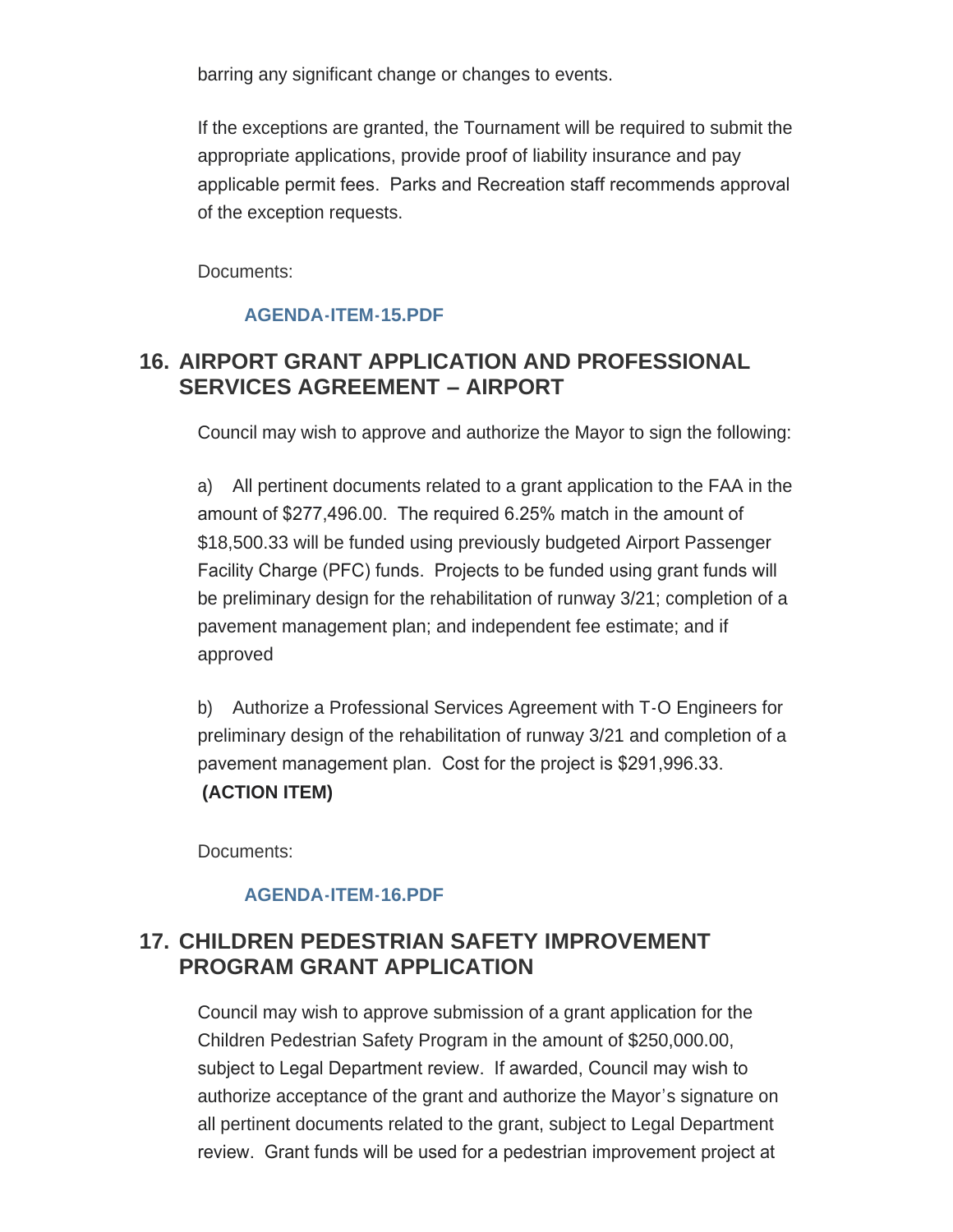barring any significant change or changes to events.

If the exceptions are granted, the Tournament will be required to submit the appropriate applications, provide proof of liability insurance and pay applicable permit fees. Parks and Recreation staff recommends approval of the exception requests.

Documents:

**AGENDA-ITEM-15.PDF**

## 16. AIRPORT GRANT APPLICATION AND PROFESSIONAL SERVICES AGREEMENT – AIRPORT

Council may wish to approve and authorize the Mayor to sign the following:

a) All pertinent documents related to a grant application to the FAA in the amount of $277,496.00. The required 6.25% match in the amount of $18,500.33 will be funded using previously budgeted Airport Passenger Facility Charge (PFC) funds. Projects to be funded using grant funds will be preliminary design for the rehabilitation of runway 3/21; completion of a pavement management plan; and independent fee estimate; and if approved

b) Authorize a Professional Services Agreement with T-O Engineers for preliminary design of the rehabilitation of runway 3/21 and completion of a pavement management plan. Cost for the project is $291,996.33.
**(ACTION ITEM)**

Documents:

**AGENDA-ITEM-16.PDF**

## 17. CHILDREN PEDESTRIAN SAFETY IMPROVEMENT PROGRAM GRANT APPLICATION

Council may wish to approve submission of a grant application for the Children Pedestrian Safety Program in the amount of $250,000.00, subject to Legal Department review. If awarded, Council may wish to authorize acceptance of the grant and authorize the Mayor's signature on all pertinent documents related to the grant, subject to Legal Department review. Grant funds will be used for a pedestrian improvement project at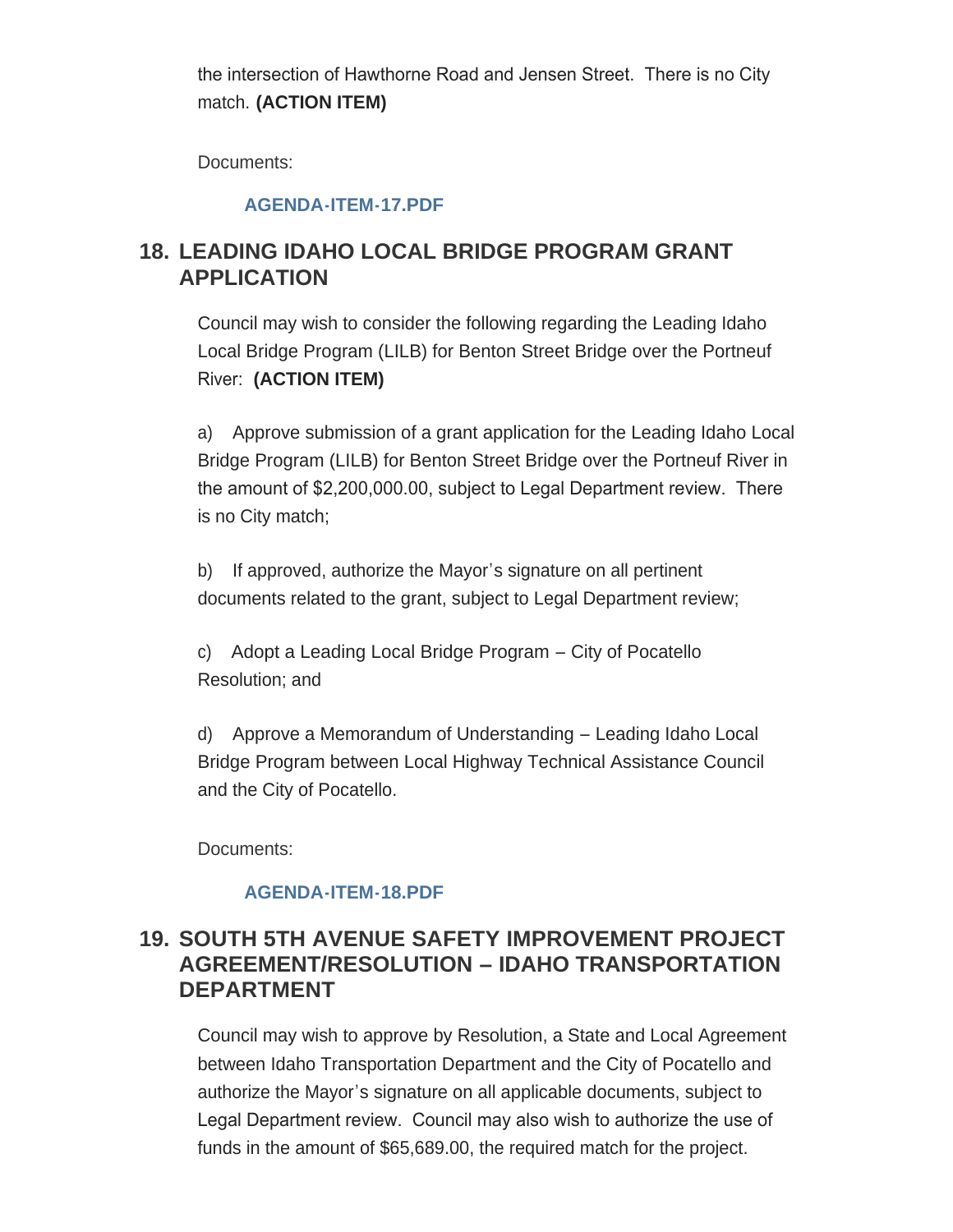the intersection of Hawthorne Road and Jensen Street. There is no City match. **(ACTION ITEM)**

Documents:

AGENDA-ITEM-17.PDF

## 18. LEADING IDAHO LOCAL BRIDGE PROGRAM GRANT APPLICATION

Council may wish to consider the following regarding the Leading Idaho Local Bridge Program (LILB) for Benton Street Bridge over the Portneuf River: **(ACTION ITEM)**

a) Approve submission of a grant application for the Leading Idaho Local Bridge Program (LILB) for Benton Street Bridge over the Portneuf River in the amount of $2,200,000.00, subject to Legal Department review. There is no City match;

b) If approved, authorize the Mayor's signature on all pertinent documents related to the grant, subject to Legal Department review;

c) Adopt a Leading Local Bridge Program – City of Pocatello Resolution; and

d) Approve a Memorandum of Understanding – Leading Idaho Local Bridge Program between Local Highway Technical Assistance Council and the City of Pocatello.

Documents:

AGENDA-ITEM-18.PDF

## 19. SOUTH 5TH AVENUE SAFETY IMPROVEMENT PROJECT AGREEMENT/RESOLUTION – IDAHO TRANSPORTATION DEPARTMENT

Council may wish to approve by Resolution, a State and Local Agreement between Idaho Transportation Department and the City of Pocatello and authorize the Mayor's signature on all applicable documents, subject to Legal Department review. Council may also wish to authorize the use of funds in the amount of $65,689.00, the required match for the project.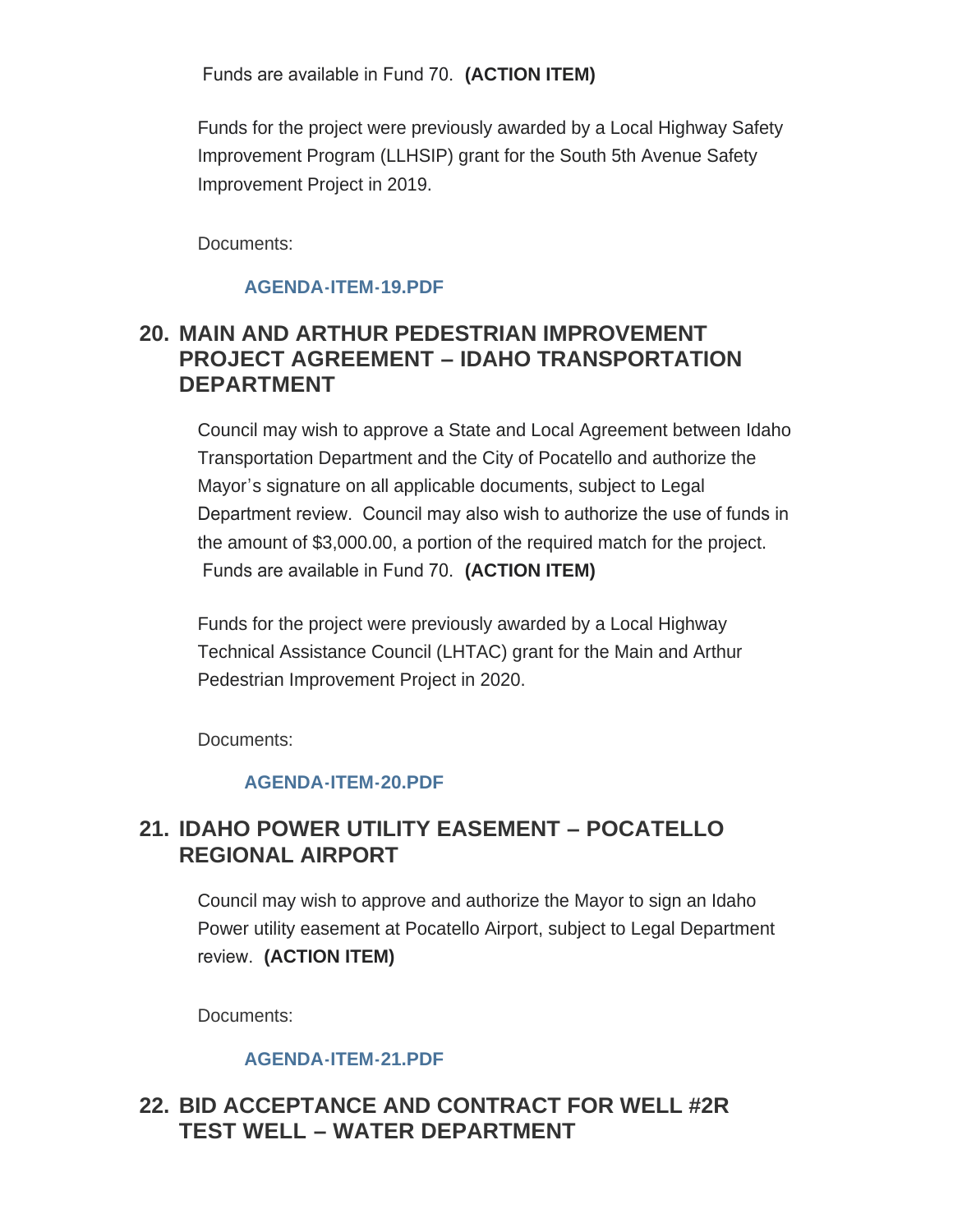Funds are available in Fund 70. **(ACTION ITEM)**

Funds for the project were previously awarded by a Local Highway Safety Improvement Program (LLHSIP) grant for the South 5th Avenue Safety Improvement Project in 2019.

Documents:

**AGENDA-ITEM-19.PDF**

## 20. MAIN AND ARTHUR PEDESTRIAN IMPROVEMENT PROJECT AGREEMENT – IDAHO TRANSPORTATION DEPARTMENT

Council may wish to approve a State and Local Agreement between Idaho Transportation Department and the City of Pocatello and authorize the Mayor's signature on all applicable documents, subject to Legal Department review. Council may also wish to authorize the use of funds in the amount of $3,000.00, a portion of the required match for the project. Funds are available in Fund 70. **(ACTION ITEM)**

Funds for the project were previously awarded by a Local Highway Technical Assistance Council (LHTAC) grant for the Main and Arthur Pedestrian Improvement Project in 2020.

Documents:

**AGENDA-ITEM-20.PDF**

## 21. IDAHO POWER UTILITY EASEMENT – POCATELLO REGIONAL AIRPORT

Council may wish to approve and authorize the Mayor to sign an Idaho Power utility easement at Pocatello Airport, subject to Legal Department review. **(ACTION ITEM)**

Documents:

**AGENDA-ITEM-21.PDF**

## 22. BID ACCEPTANCE AND CONTRACT FOR WELL #2R TEST WELL – WATER DEPARTMENT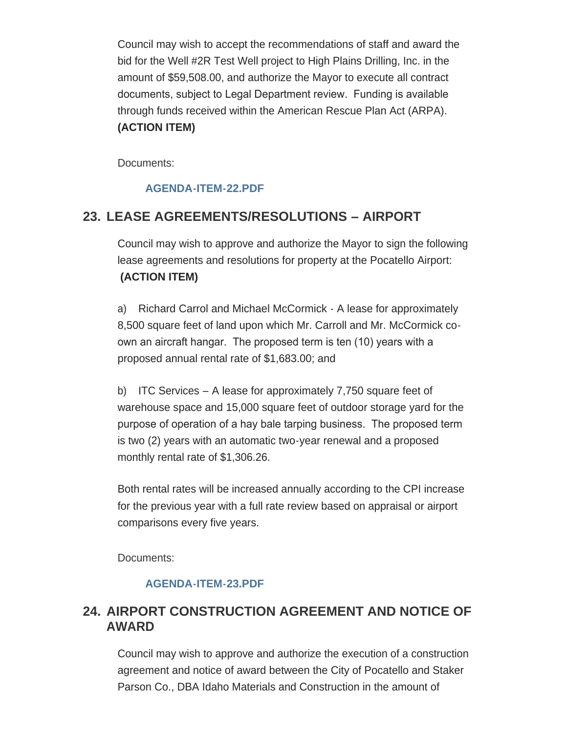Council may wish to accept the recommendations of staff and award the bid for the Well #2R Test Well project to High Plains Drilling, Inc. in the amount of $59,508.00, and authorize the Mayor to execute all contract documents, subject to Legal Department review. Funding is available through funds received within the American Rescue Plan Act (ARPA). **(ACTION ITEM)**

Documents:

AGENDA-ITEM-22.PDF

## 23. LEASE AGREEMENTS/RESOLUTIONS – AIRPORT

Council may wish to approve and authorize the Mayor to sign the following lease agreements and resolutions for property at the Pocatello Airport: **(ACTION ITEM)**

a) Richard Carrol and Michael McCormick - A lease for approximately 8,500 square feet of land upon which Mr. Carroll and Mr. McCormick co-own an aircraft hangar. The proposed term is ten (10) years with a proposed annual rental rate of $1,683.00; and

b) ITC Services – A lease for approximately 7,750 square feet of warehouse space and 15,000 square feet of outdoor storage yard for the purpose of operation of a hay bale tarping business. The proposed term is two (2) years with an automatic two-year renewal and a proposed monthly rental rate of $1,306.26.

Both rental rates will be increased annually according to the CPI increase for the previous year with a full rate review based on appraisal or airport comparisons every five years.

Documents:

AGENDA-ITEM-23.PDF

## 24. AIRPORT CONSTRUCTION AGREEMENT AND NOTICE OF AWARD

Council may wish to approve and authorize the execution of a construction agreement and notice of award between the City of Pocatello and Staker Parson Co., DBA Idaho Materials and Construction in the amount of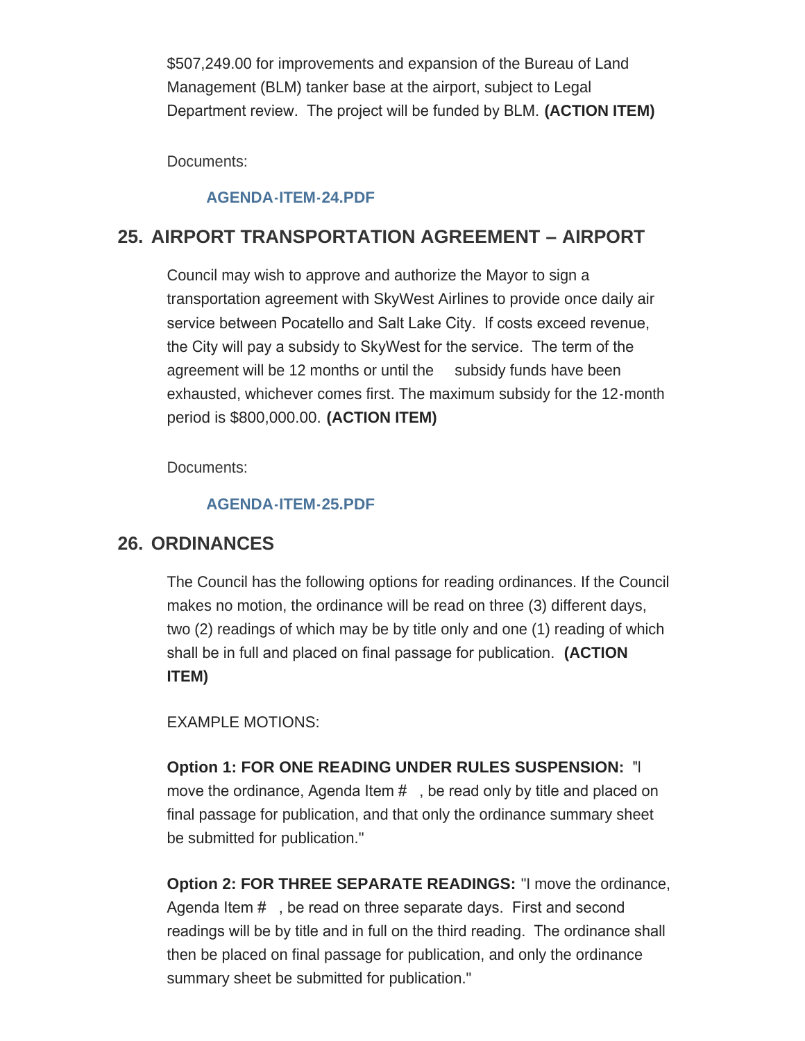$507,249.00 for improvements and expansion of the Bureau of Land Management (BLM) tanker base at the airport, subject to Legal Department review. The project will be funded by BLM. **(ACTION ITEM)**

Documents:

**AGENDA-ITEM-24.PDF**

## 25. AIRPORT TRANSPORTATION AGREEMENT – AIRPORT

Council may wish to approve and authorize the Mayor to sign a transportation agreement with SkyWest Airlines to provide once daily air service between Pocatello and Salt Lake City. If costs exceed revenue, the City will pay a subsidy to SkyWest for the service. The term of the agreement will be 12 months or until the subsidy funds have been exhausted, whichever comes first. The maximum subsidy for the 12-month period is $800,000.00. **(ACTION ITEM)**

Documents:

**AGENDA-ITEM-25.PDF**

## 26. ORDINANCES

The Council has the following options for reading ordinances. If the Council makes no motion, the ordinance will be read on three (3) different days, two (2) readings of which may be by title only and one (1) reading of which shall be in full and placed on final passage for publication. **(ACTION ITEM)**

EXAMPLE MOTIONS:

**Option 1: FOR ONE READING UNDER RULES SUSPENSION:** "I move the ordinance, Agenda Item # , be read only by title and placed on final passage for publication, and that only the ordinance summary sheet be submitted for publication."

**Option 2: FOR THREE SEPARATE READINGS:** "I move the ordinance, Agenda Item # , be read on three separate days. First and second readings will be by title and in full on the third reading. The ordinance shall then be placed on final passage for publication, and only the ordinance summary sheet be submitted for publication."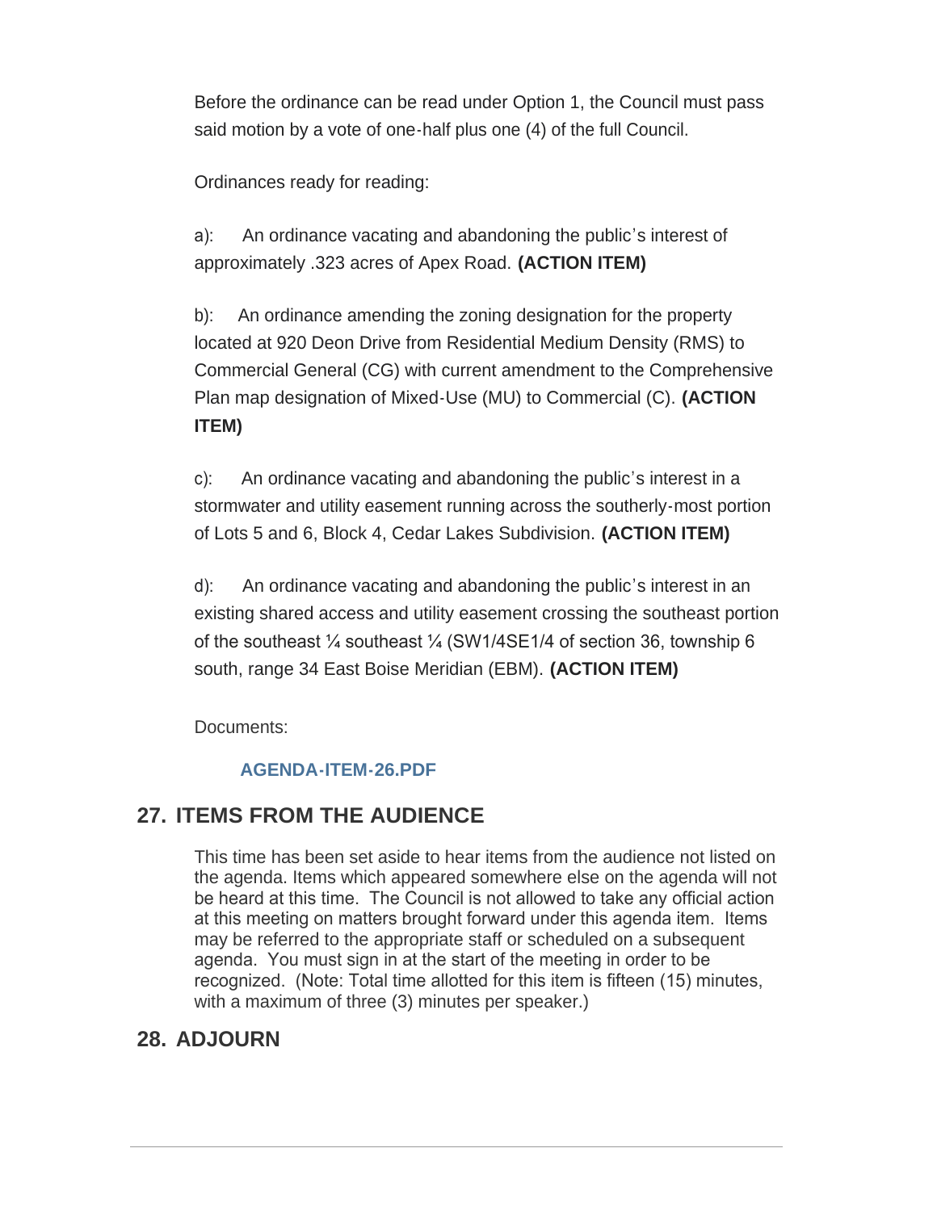Before the ordinance can be read under Option 1, the Council must pass said motion by a vote of one-half plus one (4) of the full Council.

Ordinances ready for reading:

a): An ordinance vacating and abandoning the public's interest of approximately .323 acres of Apex Road. **(ACTION ITEM)**

b): An ordinance amending the zoning designation for the property located at 920 Deon Drive from Residential Medium Density (RMS) to Commercial General (CG) with current amendment to the Comprehensive Plan map designation of Mixed-Use (MU) to Commercial (C). **(ACTION ITEM)**

c): An ordinance vacating and abandoning the public's interest in a stormwater and utility easement running across the southerly-most portion of Lots 5 and 6, Block 4, Cedar Lakes Subdivision. **(ACTION ITEM)**

d): An ordinance vacating and abandoning the public's interest in an existing shared access and utility easement crossing the southeast portion of the southeast ¼ southeast ¼ (SW1/4SE1/4 of section 36, township 6 south, range 34 East Boise Meridian (EBM). **(ACTION ITEM)**

Documents:

**AGENDA-ITEM-26.PDF**

## 27. ITEMS FROM THE AUDIENCE

This time has been set aside to hear items from the audience not listed on the agenda. Items which appeared somewhere else on the agenda will not be heard at this time. The Council is not allowed to take any official action at this meeting on matters brought forward under this agenda item. Items may be referred to the appropriate staff or scheduled on a subsequent agenda. You must sign in at the start of the meeting in order to be recognized. (Note: Total time allotted for this item is fifteen (15) minutes, with a maximum of three (3) minutes per speaker.)

## 28. ADJOURN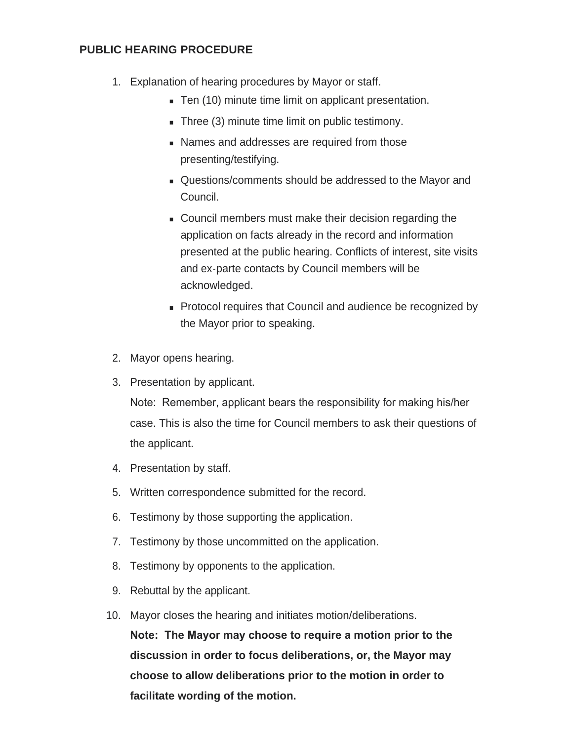# PUBLIC HEARING PROCEDURE

1. Explanation of hearing procedures by Mayor or staff.
   - Ten (10) minute time limit on applicant presentation.
   - Three (3) minute time limit on public testimony.
   - Names and addresses are required from those presenting/testifying.
   - Questions/comments should be addressed to the Mayor and Council.
   - Council members must make their decision regarding the application on facts already in the record and information presented at the public hearing. Conflicts of interest, site visits and ex-parte contacts by Council members will be acknowledged.
   - Protocol requires that Council and audience be recognized by the Mayor prior to speaking.

2. Mayor opens hearing.
3. Presentation by applicant.

   Note: Remember, applicant bears the responsibility for making his/her case. This is also the time for Council members to ask their questions of the applicant.
4. Presentation by staff.
5. Written correspondence submitted for the record.
6. Testimony by those supporting the application.
7. Testimony by those uncommitted on the application.
8. Testimony by opponents to the application.
9. Rebuttal by the applicant.
10. Mayor closes the hearing and initiates motion/deliberations.

    **Note: The Mayor may choose to require a motion prior to the discussion in order to focus deliberations, or, the Mayor may choose to allow deliberations prior to the motion in order to facilitate wording of the motion.**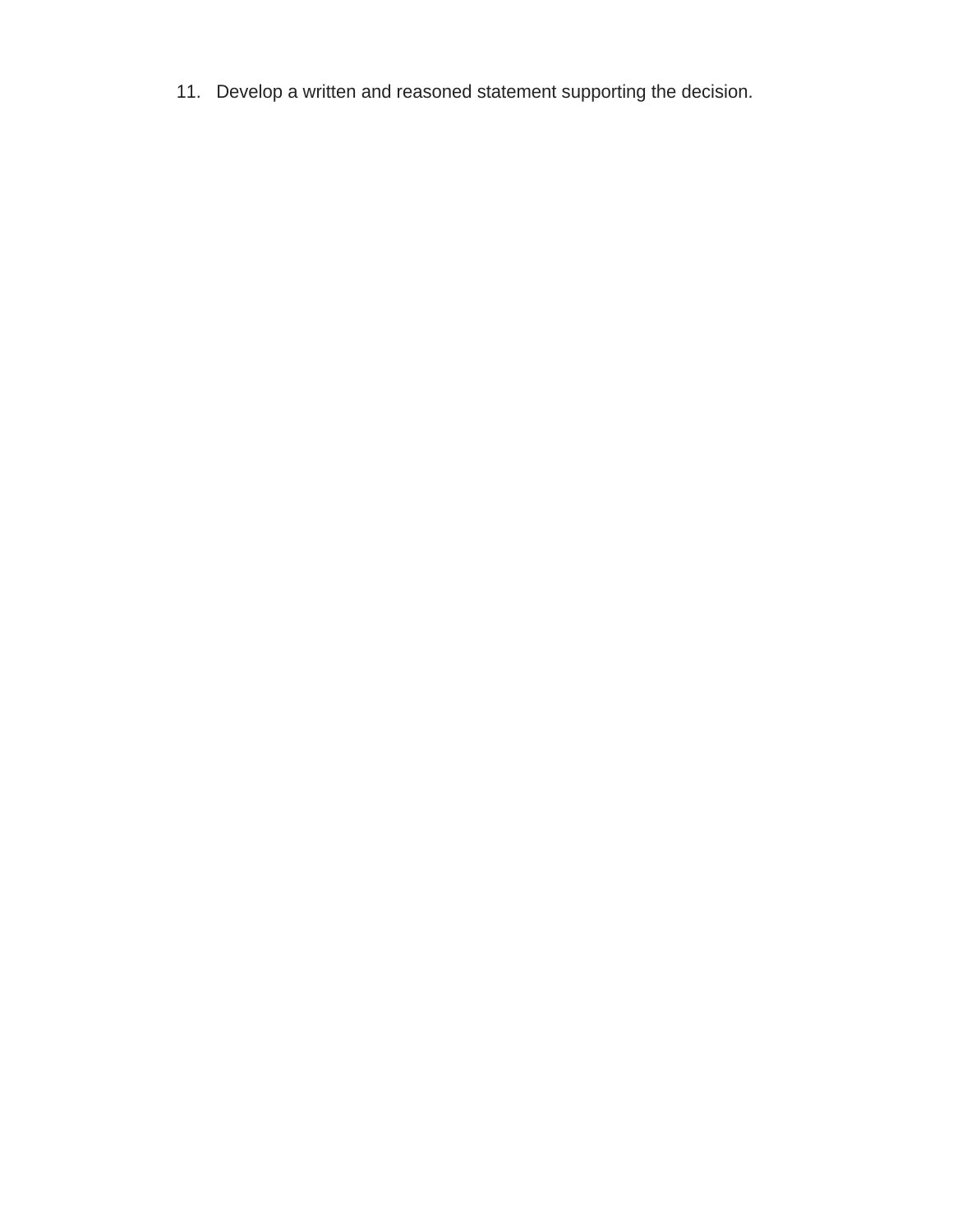11. Develop a written and reasoned statement supporting the decision.